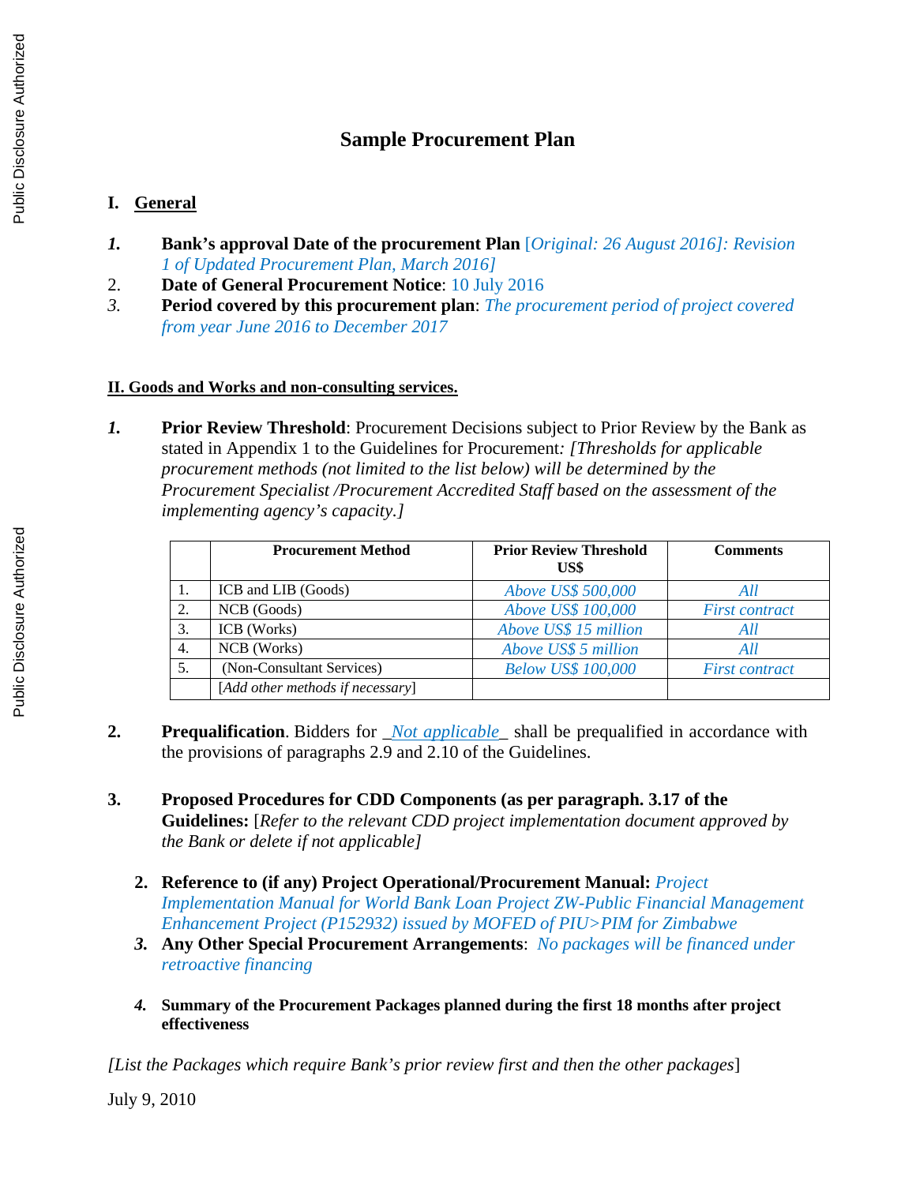# Sample Procurement Plan

## I. General

*1.* **Bank's approval Date of the procurement Plan** *[Original: 26 August 2016]: Revision 1 of Updated Procurement Plan, March 2016]*

2. **Date of General Procurement Notice**: 10 July 2016

*3.* **Period covered by this procurement plan**: *The procurement period of project covered from year June 2016 to December 2017*

## II. Goods and Works and non-consulting services.

*1.* **Prior Review Threshold**: Procurement Decisions subject to Prior Review by the Bank as stated in Appendix 1 to the Guidelines for Procurement*: [Thresholds for applicable procurement methods (not limited to the list below) will be determined by the Procurement Specialist /Procurement Accredited Staff based on the assessment of the implementing agency's capacity.]*

| | Procurement Method | Prior Review Threshold US$ | Comments |
|---|---|---|---|
| 1. | ICB and LIB (Goods) | *Above US$ 500,000* | *All* |
| 2. | NCB (Goods) | *Above US$ 100,000* | *First contract* |
| 3. | ICB (Works) | *Above US$ 15 million* | *All* |
| 4. | NCB (Works) | *Above US$ 5 million* | *All* |
| 5. | (Non-Consultant Services) | *Below US$ 100,000* | *First contract* |
| | [*Add other methods if necessary*] | | |

**2.** **Prequalification**. Bidders for _*Not applicable*_ shall be prequalified in accordance with the provisions of paragraphs 2.9 and 2.10 of the Guidelines.

**3.** **Proposed Procedures for CDD Components (as per paragraph. 3.17 of the Guidelines:** [*Refer to the relevant CDD project implementation document approved by the Bank or delete if not applicable]*

**2.** **Reference to (if any) Project Operational/Procurement Manual:** *Project Implementation Manual for World Bank Loan Project ZW-Public Financial Management Enhancement Project (P152932) issued by MOFED of PIU>PIM for Zimbabwe*

***3.*** **Any Other Special Procurement Arrangements**: *No packages will be financed under retroactive financing*

***4.*** **Summary of the Procurement Packages planned during the first 18 months after project effectiveness**

*[List the Packages which require Bank's prior review first and then the other packages*]

July 9, 2010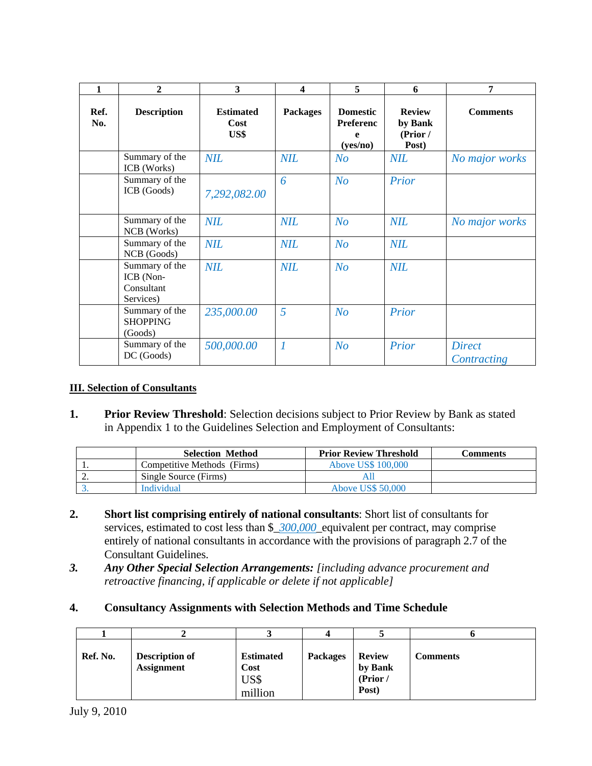| 1 | 2 | 3 | 4 | 5 | 6 | 7 |
|---|---|---|---|---|---|---|
| **Ref. No.** | **Description** | **Estimated Cost US$** | **Packages** | **Domestic Preference (yes/no)** | **Review by Bank (Prior / Post)** | **Comments** |
| | Summary of the ICB (Works) | *NIL* | *NIL* | *No* | *NIL* | *No major works* |
| | Summary of the ICB (Goods) | *7,292,082.00* | *6* | *No* | *Prior* | |
| | Summary of the NCB (Works) | *NIL* | *NIL* | *No* | *NIL* | *No major works* |
| | Summary of the NCB (Goods) | *NIL* | *NIL* | *No* | *NIL* | |
| | Summary of the ICB (Non-Consultant Services) | *NIL* | *NIL* | *No* | *NIL* | |
| | Summary of the SHOPPING (Goods) | *235,000.00* | *5* | *No* | *Prior* | |
| | Summary of the DC (Goods) | *500,000.00* | *1* | *No* | *Prior* | *Direct Contracting* |

## III. Selection of Consultants

1. **Prior Review Threshold**: Selection decisions subject to Prior Review by Bank as stated in Appendix 1 to the Guidelines Selection and Employment of Consultants:

| | Selection Method | Prior Review Threshold | Comments |
|---|---|---|---|
| 1. | Competitive Methods (Firms) | Above US$ 100,000 | |
| 2. | Single Source (Firms) | All | |
| 3. | Individual | Above US$ 50,000 | |

2. **Short list comprising entirely of national consultants**: Short list of consultants for services, estimated to cost less than $_*300,000*_equivalent per contract, may comprise entirely of national consultants in accordance with the provisions of paragraph 2.7 of the Consultant Guidelines.

3. ***Any Other Special Selection Arrangements:*** *[including advance procurement and retroactive financing, if applicable or delete if not applicable]*

4. **Consultancy Assignments with Selection Methods and Time Schedule**

| 1 | 2 | 3 | 4 | 5 | 6 |
|---|---|---|---|---|---|
| **Ref. No.** | **Description of Assignment** | **Estimated Cost** US$ million | **Packages** | **Review by Bank (Prior / Post)** | **Comments** |

July 9, 2010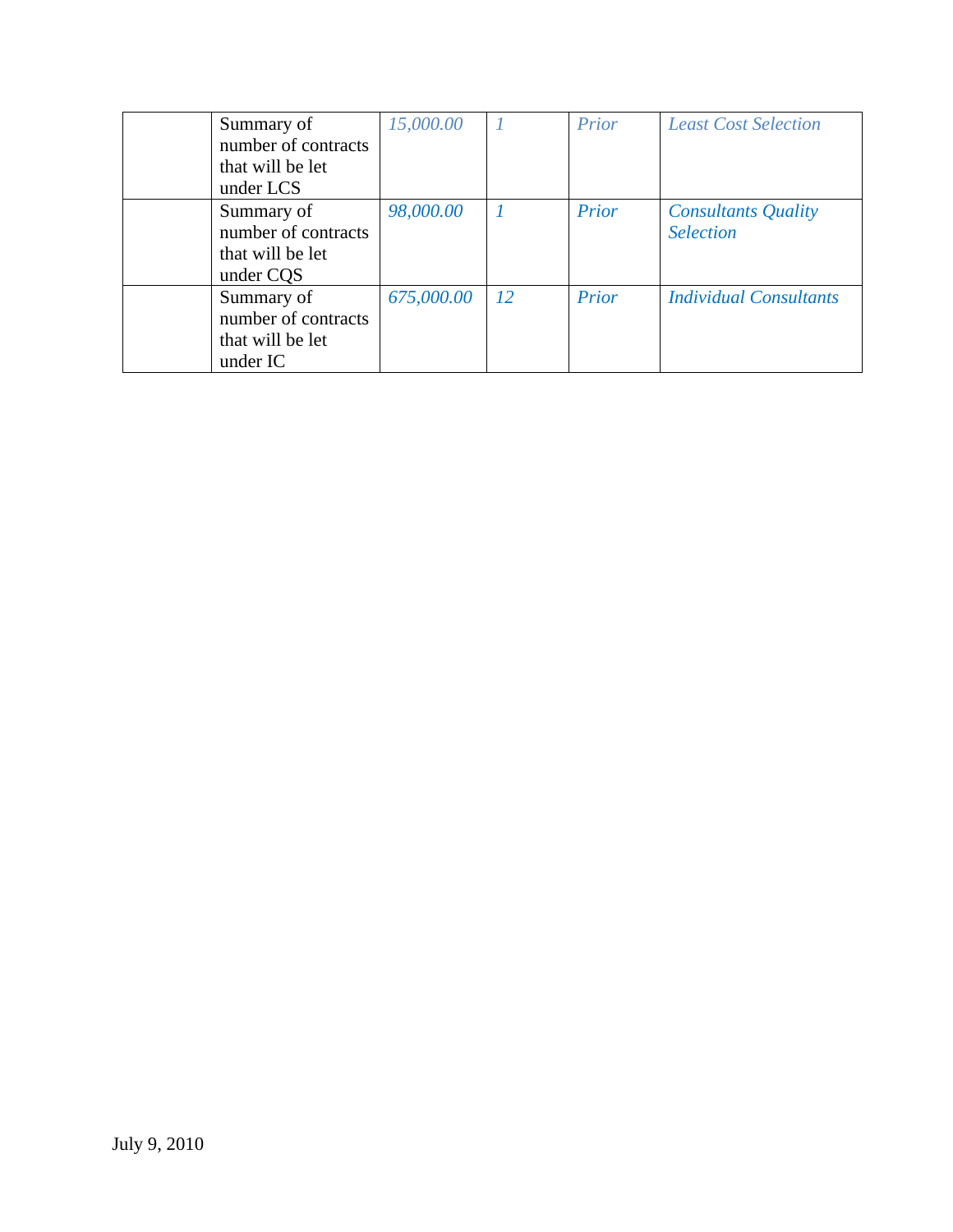|  |  |  |  |  |  |
|---|---|---|---|---|---|
|  | Summary of number of contracts that will be let under LCS | *15,000.00* | *1* | *Prior* | *Least Cost Selection* |
|  | Summary of number of contracts that will be let under CQS | *98,000.00* | *1* | *Prior* | *Consultants Quality Selection* |
|  | Summary of number of contracts that will be let under IC | *675,000.00* | *12* | *Prior* | *Individual Consultants* |

July 9, 2010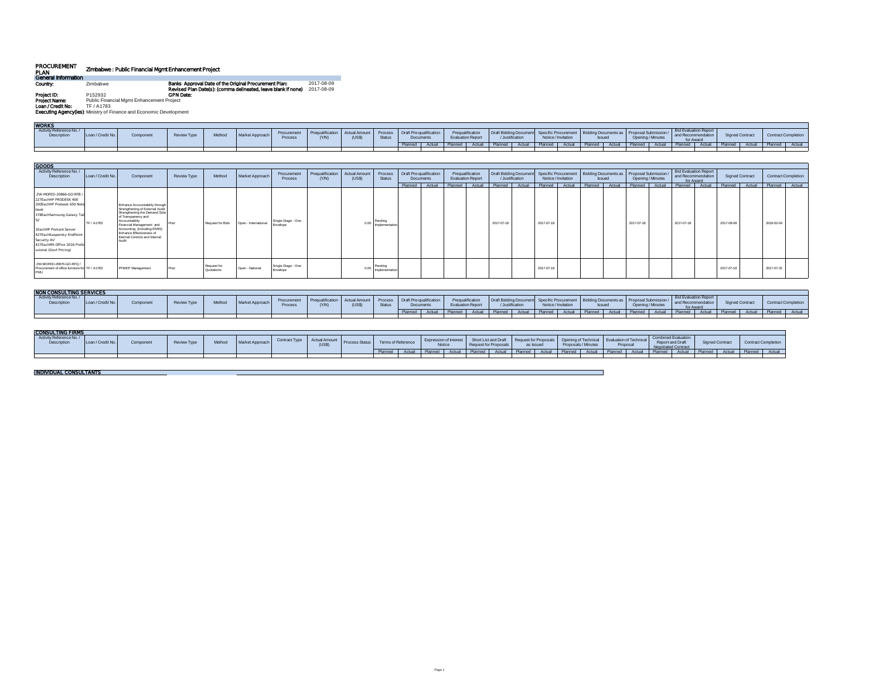# PROCUREMENT PLAN

## Zimbabwe : Public Financial Mgmt Enhancement Project

**General Information**

**Country:** Zimbabwe

**Banks Approval Date of the Original Procurement Plan:** 2017-08-09

**Revised Plan Date(s): (comma delineated, leave blank if none)** 2017-08-09

**Project ID:** P152932

**GPN Date:**

**Project Name:** Public Financial Mgmt Enhancement Project

**Loan / Credit No:** TF / A1783

**Executing Agency(ies):** Ministry of Finance and Economic Development

### WORKS

| Activity Reference No. / Description | Loan / Credit No. | Component | Review Type | Method | Market Approach | Procurement Process | Prequalification (Y/N) | Actual Amount (US$) | Process Status | Draft Pre-qualification Documents | | Prequalification Evaluation Report | | Draft Bidding Document / Justification | | Specific Procurement Notice / Invitation | | Bidding Documents as Issued | | Proposal Submission / Opening / Minutes | | Bid Evaluation Report and Recommendation for Award | | Signed Contract | | Contract Completion | |
|---|---|---|---|---|---|---|---|---|---|---|---|---|---|---|---|---|---|---|---|---|---|---|---|---|---|---|---|
| | | | | | | | | | | Planned | Actual | Planned | Actual | Planned | Actual | Planned | Actual | Planned | Actual | Planned | Actual | Planned | Actual | Planned | Actual | Planned | Actual |
| | | | | | | | | | | | | | | | | | | | | | | | | | | | |

### GOODS

| Activity Reference No. / Description | Loan / Credit No. | Component | Review Type | Method | Market Approach | Procurement Process | Prequalification (Y/N) | Actual Amount (US$) | Process Status | Draft Pre-qualification Documents | | Prequalification Evaluation Report | | Draft Bidding Document / Justification | | Specific Procurement Notice / Invitation | | Bidding Documents as Issued | | Proposal Submission / Opening / Minutes | | Bid Evaluation Report and Recommendation for Award | | Signed Contract | | Contract Completion | |
|---|---|---|---|---|---|---|---|---|---|---|---|---|---|---|---|---|---|---|---|---|---|---|---|---|---|---|---|
| | | | | | | | | | | Planned | Actual | Planned | Actual | Planned | Actual | Planned | Actual | Planned | Actual | Planned | Actual | Planned | Actual | Planned | Actual | Planned | Actual |
| ZW-MOFED-20866-GO-RFB / 227EachHP PRODESK 400 200EachHP Probook 650 Note book 378EachSamsung Galaxy Tab S2 1EachHP Proliant Server 427EachKaspersky EndPoint Security AV 427EachMS Office 2016 Professional (Govt Pricing) | TF / A1783 | Enhance Accountability through Strengthening of External Audit Strengthening the Demand Side of Transparency and Accountability Financial Management and Accounting (including IFMIS) Enhance Effectiveness of Internal Controls and Internal Audit | Prior | Request for Bids | Open - International | Single Stage - One Envelope | | 0.00 | Pending Implementation | | | | | 2017-07-18 | | 2017-07-18 | | | | 2017-07-18 | | 2017-07-18 | | 2017-08-08 | | 2018-02-04 | |
| ZW-MOFED-20876-GO-RFQ / Procurement of office furniture for PMU | TF / A1783 | PFMEP Management | Prior | Request for Quotations | Open - National | Single Stage - One Envelope | | 0.00 | Pending Implementation | | | | | | | 2017-07-18 | | | | | | | | 2017-07-18 | | 2017-07-31 | |

### NON CONSULTING SERVICES

| Activity Reference No. / Description | Loan / Credit No. | Component | Review Type | Method | Market Approach | Procurement Process | Prequalification (Y/N) | Actual Amount (US$) | Process Status | Draft Pre-qualification Documents | | Prequalification Evaluation Report | | Draft Bidding Document / Justification | | Specific Procurement Notice / Invitation | | Bidding Documents as Issued | | Proposal Submission / Opening / Minutes | | Bid Evaluation Report and Recommendation for Award | | Signed Contract | | Contract Completion | |
|---|---|---|---|---|---|---|---|---|---|---|---|---|---|---|---|---|---|---|---|---|---|---|---|---|---|---|---|
| | | | | | | | | | | Planned | Actual | Planned | Actual | Planned | Actual | Planned | Actual | Planned | Actual | Planned | Actual | Planned | Actual | Planned | Actual | Planned | Actual |
| | | | | | | | | | | | | | | | | | | | | | | | | | | | |

### CONSULTING FIRMS

| Activity Reference No. / Description | Loan / Credit No. | Component | Review Type | Method | Market Approach | Contract Type | Actual Amount (US$) | Process Status | Terms of Reference | | Expression of Interest Notice | | Short List and Draft Request for Proposals | | Request for Proposals as Issued | | Opening of Technical Proposals / Minutes | | Evaluation of Technical Proposal | | Combined Evaluation Report and Draft Negotiated Contract | | Signed Contract | | Contract Completion | |
|---|---|---|---|---|---|---|---|---|---|---|---|---|---|---|---|---|---|---|---|---|---|---|---|---|---|---|
| | | | | | | | | | Planned | Actual | Planned | Actual | Planned | Actual | Planned | Actual | Planned | Actual | Planned | Actual | Planned | Actual | Planned | Actual | Planned | Actual |
| | | | | | | | | | | | | | | | | | | | | | | | | | | |

### INDIVIDUAL CONSULTANTS